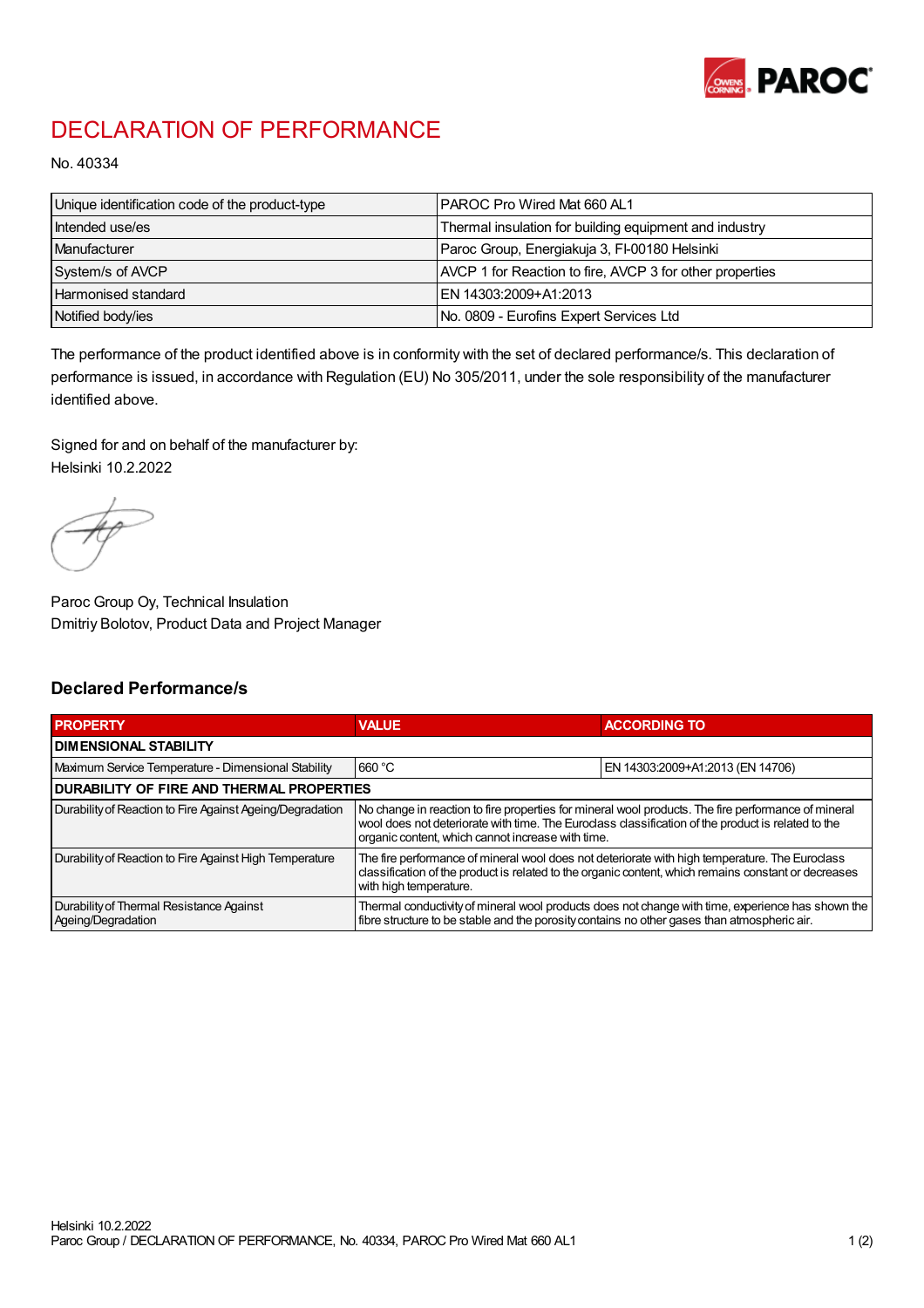# DECLARATION OF PERFORMANCE

No. 40334

| Unique identification code of the product-type | PAROC Pro Wired Mat 660 AL1 |
|---|---|
| Intended use/es | Thermal insulation for building equipment and industry |
| Manufacturer | Paroc Group, Energiakuja 3, FI-00180 Helsinki |
| System/s of AVCP | AVCP 1 for Reaction to fire, AVCP 3 for other properties |
| Harmonised standard | EN 14303:2009+A1:2013 |
| Notified body/ies | No. 0809 - Eurofins Expert Services Ltd |

The performance of the product identified above is in conformity with the set of declared performance/s. This declaration of performance is issued, in accordance with Regulation (EU) No 305/2011, under the sole responsibility of the manufacturer identified above.

Signed for and on behalf of the manufacturer by:
Helsinki 10.2.2022

Paroc Group Oy, Technical Insulation
Dmitriy Bolotov, Product Data and Project Manager

## Declared Performance/s

| PROPERTY | VALUE | ACCORDING TO |
|---|---|---|
| **DIMENSIONAL STABILITY** | | |
| Maximum Service Temperature - Dimensional Stability | 660 °C | EN 14303:2009+A1:2013 (EN 14706) |
| **DURABILITY OF FIRE AND THERMAL PROPERTIES** | | |
| Durability of Reaction to Fire Against Ageing/Degradation | No change in reaction to fire properties for mineral wool products. The fire performance of mineral wool does not deteriorate with time. The Euroclass classification of the product is related to the organic content, which cannot increase with time. | |
| Durability of Reaction to Fire Against High Temperature | The fire performance of mineral wool does not deteriorate with high temperature. The Euroclass classification of the product is related to the organic content, which remains constant or decreases with high temperature. | |
| Durability of Thermal Resistance Against Ageing/Degradation | Thermal conductivity of mineral wool products does not change with time, experience has shown the fibre structure to be stable and the porosity contains no other gases than atmospheric air. | |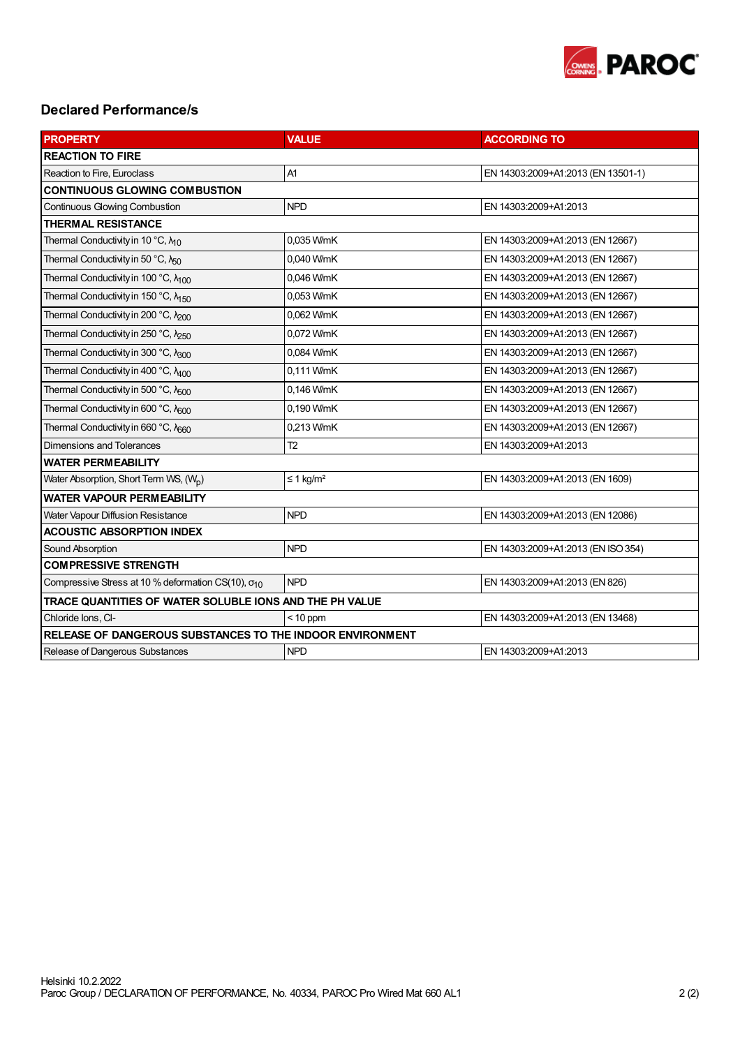## Declared Performance/s

| PROPERTY | VALUE | ACCORDING TO |
|---|---|---|
| **REACTION TO FIRE** | | |
| Reaction to Fire, Euroclass | A1 | EN 14303:2009+A1:2013 (EN 13501-1) |
| **CONTINUOUS GLOWING COMBUSTION** | | |
| Continuous Glowing Combustion | NPD | EN 14303:2009+A1:2013 |
| **THERMAL RESISTANCE** | | |
| Thermal Conductivity in 10 °C, $\lambda_{10}$ | 0,035 W/mK | EN 14303:2009+A1:2013 (EN 12667) |
| Thermal Conductivity in 50 °C, $\lambda_{50}$ | 0,040 W/mK | EN 14303:2009+A1:2013 (EN 12667) |
| Thermal Conductivity in 100 °C, $\lambda_{100}$ | 0,046 W/mK | EN 14303:2009+A1:2013 (EN 12667) |
| Thermal Conductivity in 150 °C, $\lambda_{150}$ | 0,053 W/mK | EN 14303:2009+A1:2013 (EN 12667) |
| Thermal Conductivity in 200 °C, $\lambda_{200}$ | 0,062 W/mK | EN 14303:2009+A1:2013 (EN 12667) |
| Thermal Conductivity in 250 °C, $\lambda_{250}$ | 0,072 W/mK | EN 14303:2009+A1:2013 (EN 12667) |
| Thermal Conductivity in 300 °C, $\lambda_{300}$ | 0,084 W/mK | EN 14303:2009+A1:2013 (EN 12667) |
| Thermal Conductivity in 400 °C, $\lambda_{400}$ | 0,111 W/mK | EN 14303:2009+A1:2013 (EN 12667) |
| Thermal Conductivity in 500 °C, $\lambda_{500}$ | 0,146 W/mK | EN 14303:2009+A1:2013 (EN 12667) |
| Thermal Conductivity in 600 °C, $\lambda_{600}$ | 0,190 W/mK | EN 14303:2009+A1:2013 (EN 12667) |
| Thermal Conductivity in 660 °C, $\lambda_{660}$ | 0,213 W/mK | EN 14303:2009+A1:2013 (EN 12667) |
| Dimensions and Tolerances | T2 | EN 14303:2009+A1:2013 |
| **WATER PERMEABILITY** | | |
| Water Absorption, Short Term WS, ($W_p$) | ≤ 1 kg/m² | EN 14303:2009+A1:2013 (EN 1609) |
| **WATER VAPOUR PERMEABILITY** | | |
| Water Vapour Diffusion Resistance | NPD | EN 14303:2009+A1:2013 (EN 12086) |
| **ACOUSTIC ABSORPTION INDEX** | | |
| Sound Absorption | NPD | EN 14303:2009+A1:2013 (EN ISO 354) |
| **COMPRESSIVE STRENGTH** | | |
| Compressive Stress at 10 % deformation CS(10), $\sigma_{10}$ | NPD | EN 14303:2009+A1:2013 (EN 826) |
| **TRACE QUANTITIES OF WATER SOLUBLE IONS AND THE PH VALUE** | | |
| Chloride Ions, Cl- | < 10 ppm | EN 14303:2009+A1:2013 (EN 13468) |
| **RELEASE OF DANGEROUS SUBSTANCES TO THE INDOOR ENVIRONMENT** | | |
| Release of Dangerous Substances | NPD | EN 14303:2009+A1:2013 |

Helsinki 10.2.2022
Paroc Group / DECLARATION OF PERFORMANCE, No. 40334, PAROC Pro Wired Mat 660 AL1